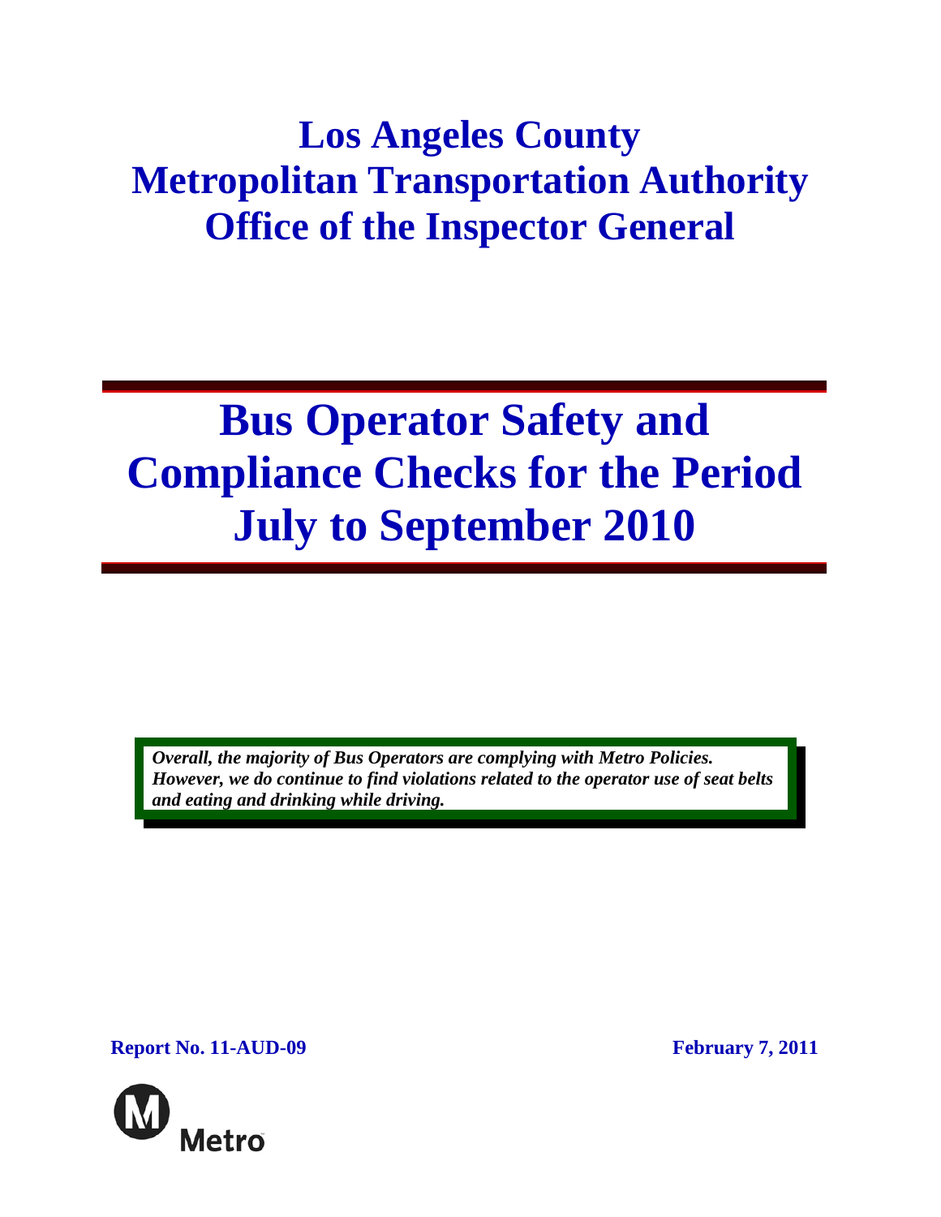# Los Angeles County Metropolitan Transportation Authority Office of the Inspector General

# Bus Operator Safety and Compliance Checks for the Period July to September 2010

***Overall, the majority of Bus Operators are complying with Metro Policies. However, we do continue to find violations related to the operator use of seat belts and eating and drinking while driving.***

**Report No. 11-AUD-09**

**February 7, 2011**

Metro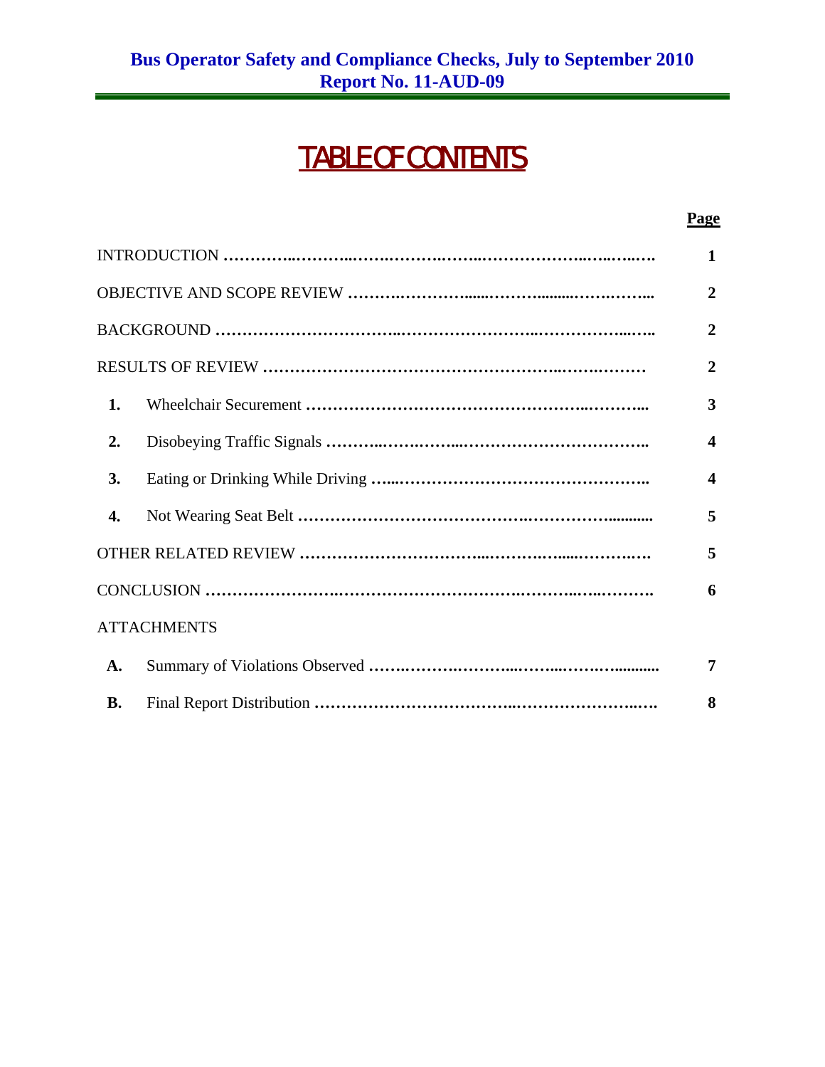# TABLE OF CONTENTS

| | | Page |
|---|---|---|
| INTRODUCTION | | 1 |
| OBJECTIVE AND SCOPE REVIEW | | 2 |
| BACKGROUND | | 2 |
| RESULTS OF REVIEW | | 2 |
| 1. | Wheelchair Securement | 3 |
| 2. | Disobeying Traffic Signals | 4 |
| 3. | Eating or Drinking While Driving | 4 |
| 4. | Not Wearing Seat Belt | 5 |
| OTHER RELATED REVIEW | | 5 |
| CONCLUSION | | 6 |
| ATTACHMENTS | | |
| A. | Summary of Violations Observed | 7 |
| B. | Final Report Distribution | 8 |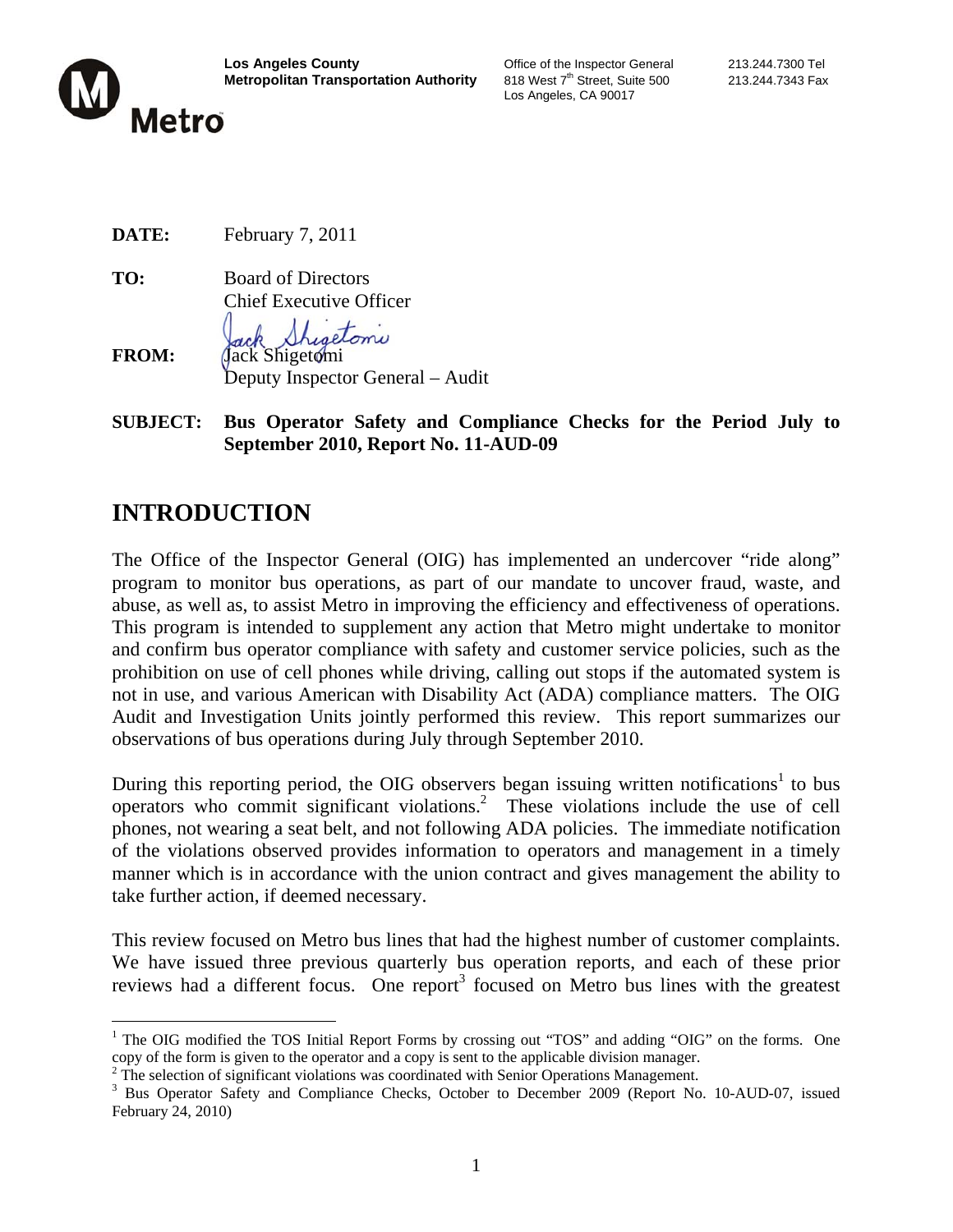**Los Angeles County Metropolitan Transportation Authority**

Office of the Inspector General
818 West 7th Street, Suite 500
Los Angeles, CA 90017

213.244.7300 Tel
213.244.7343 Fax

**DATE:** February 7, 2011

**TO:** Board of Directors
Chief Executive Officer

**FROM:** Jack Shigetomi
Deputy Inspector General – Audit

**SUBJECT:** **Bus Operator Safety and Compliance Checks for the Period July to September 2010, Report No. 11-AUD-09**

# INTRODUCTION

The Office of the Inspector General (OIG) has implemented an undercover "ride along" program to monitor bus operations, as part of our mandate to uncover fraud, waste, and abuse, as well as, to assist Metro in improving the efficiency and effectiveness of operations. This program is intended to supplement any action that Metro might undertake to monitor and confirm bus operator compliance with safety and customer service policies, such as the prohibition on use of cell phones while driving, calling out stops if the automated system is not in use, and various American with Disability Act (ADA) compliance matters. The OIG Audit and Investigation Units jointly performed this review. This report summarizes our observations of bus operations during July through September 2010.

During this reporting period, the OIG observers began issuing written notifications[1] to bus operators who commit significant violations.[2] These violations include the use of cell phones, not wearing a seat belt, and not following ADA policies. The immediate notification of the violations observed provides information to operators and management in a timely manner which is in accordance with the union contract and gives management the ability to take further action, if deemed necessary.

This review focused on Metro bus lines that had the highest number of customer complaints. We have issued three previous quarterly bus operation reports, and each of these prior reviews had a different focus. One report[3] focused on Metro bus lines with the greatest

[1] The OIG modified the TOS Initial Report Forms by crossing out "TOS" and adding "OIG" on the forms. One copy of the form is given to the operator and a copy is sent to the applicable division manager.

[2] The selection of significant violations was coordinated with Senior Operations Management.

[3] Bus Operator Safety and Compliance Checks, October to December 2009 (Report No. 10-AUD-07, issued February 24, 2010)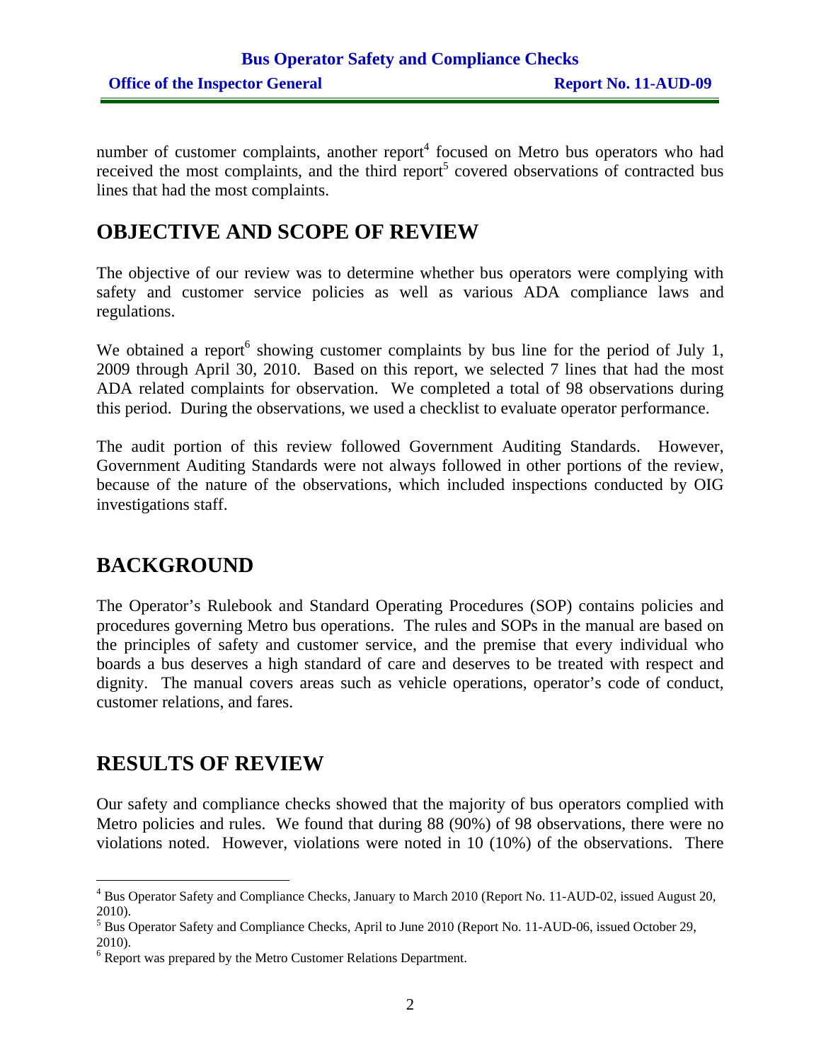number of customer complaints, another report[4] focused on Metro bus operators who had received the most complaints, and the third report[5] covered observations of contracted bus lines that had the most complaints.

## OBJECTIVE AND SCOPE OF REVIEW

The objective of our review was to determine whether bus operators were complying with safety and customer service policies as well as various ADA compliance laws and regulations.

We obtained a report[6] showing customer complaints by bus line for the period of July 1, 2009 through April 30, 2010. Based on this report, we selected 7 lines that had the most ADA related complaints for observation. We completed a total of 98 observations during this period. During the observations, we used a checklist to evaluate operator performance.

The audit portion of this review followed Government Auditing Standards. However, Government Auditing Standards were not always followed in other portions of the review, because of the nature of the observations, which included inspections conducted by OIG investigations staff.

## BACKGROUND

The Operator's Rulebook and Standard Operating Procedures (SOP) contains policies and procedures governing Metro bus operations. The rules and SOPs in the manual are based on the principles of safety and customer service, and the premise that every individual who boards a bus deserves a high standard of care and deserves to be treated with respect and dignity. The manual covers areas such as vehicle operations, operator's code of conduct, customer relations, and fares.

## RESULTS OF REVIEW

Our safety and compliance checks showed that the majority of bus operators complied with Metro policies and rules. We found that during 88 (90%) of 98 observations, there were no violations noted. However, violations were noted in 10 (10%) of the observations. There

---

[4] Bus Operator Safety and Compliance Checks, January to March 2010 (Report No. 11-AUD-02, issued August 20, 2010).

[5] Bus Operator Safety and Compliance Checks, April to June 2010 (Report No. 11-AUD-06, issued October 29, 2010).

[6] Report was prepared by the Metro Customer Relations Department.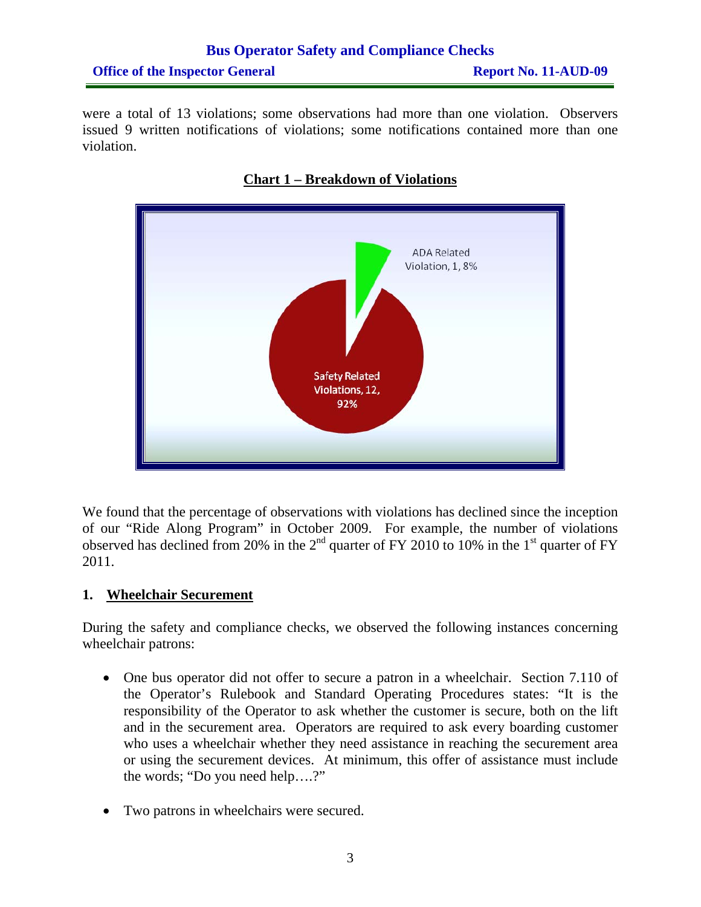were a total of 13 violations; some observations had more than one violation. Observers issued 9 written notifications of violations; some notifications contained more than one violation.

**Chart 1 – Breakdown of Violations**

ADA Related Violation, 1, 8%

Safety Related Violations, 12, 92%

We found that the percentage of observations with violations has declined since the inception of our "Ride Along Program" in October 2009. For example, the number of violations observed has declined from 20% in the 2nd quarter of FY 2010 to 10% in the 1st quarter of FY 2011.

## 1. Wheelchair Securement

During the safety and compliance checks, we observed the following instances concerning wheelchair patrons:

- One bus operator did not offer to secure a patron in a wheelchair. Section 7.110 of the Operator's Rulebook and Standard Operating Procedures states: "It is the responsibility of the Operator to ask whether the customer is secure, both on the lift and in the securement area. Operators are required to ask every boarding customer who uses a wheelchair whether they need assistance in reaching the securement area or using the securement devices. At minimum, this offer of assistance must include the words; "Do you need help….?"
- Two patrons in wheelchairs were secured.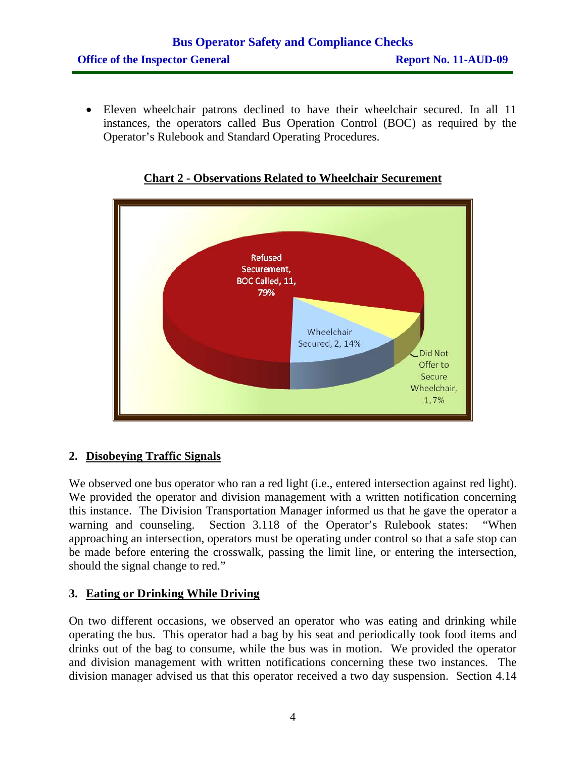- Eleven wheelchair patrons declined to have their wheelchair secured. In all 11 instances, the operators called Bus Operation Control (BOC) as required by the Operator's Rulebook and Standard Operating Procedures.

**Chart 2 - Observations Related to Wheelchair Securement**

Refused Securement, BOC Called, 11, 79%

Wheelchair Secured, 2, 14%

Did Not Offer to Secure Wheelchair, 1, 7%

## 2. Disobeying Traffic Signals

We observed one bus operator who ran a red light (i.e., entered intersection against red light). We provided the operator and division management with a written notification concerning this instance. The Division Transportation Manager informed us that he gave the operator a warning and counseling. Section 3.118 of the Operator's Rulebook states: "When approaching an intersection, operators must be operating under control so that a safe stop can be made before entering the crosswalk, passing the limit line, or entering the intersection, should the signal change to red."

## 3. Eating or Drinking While Driving

On two different occasions, we observed an operator who was eating and drinking while operating the bus. This operator had a bag by his seat and periodically took food items and drinks out of the bag to consume, while the bus was in motion. We provided the operator and division management with written notifications concerning these two instances. The division manager advised us that this operator received a two day suspension. Section 4.14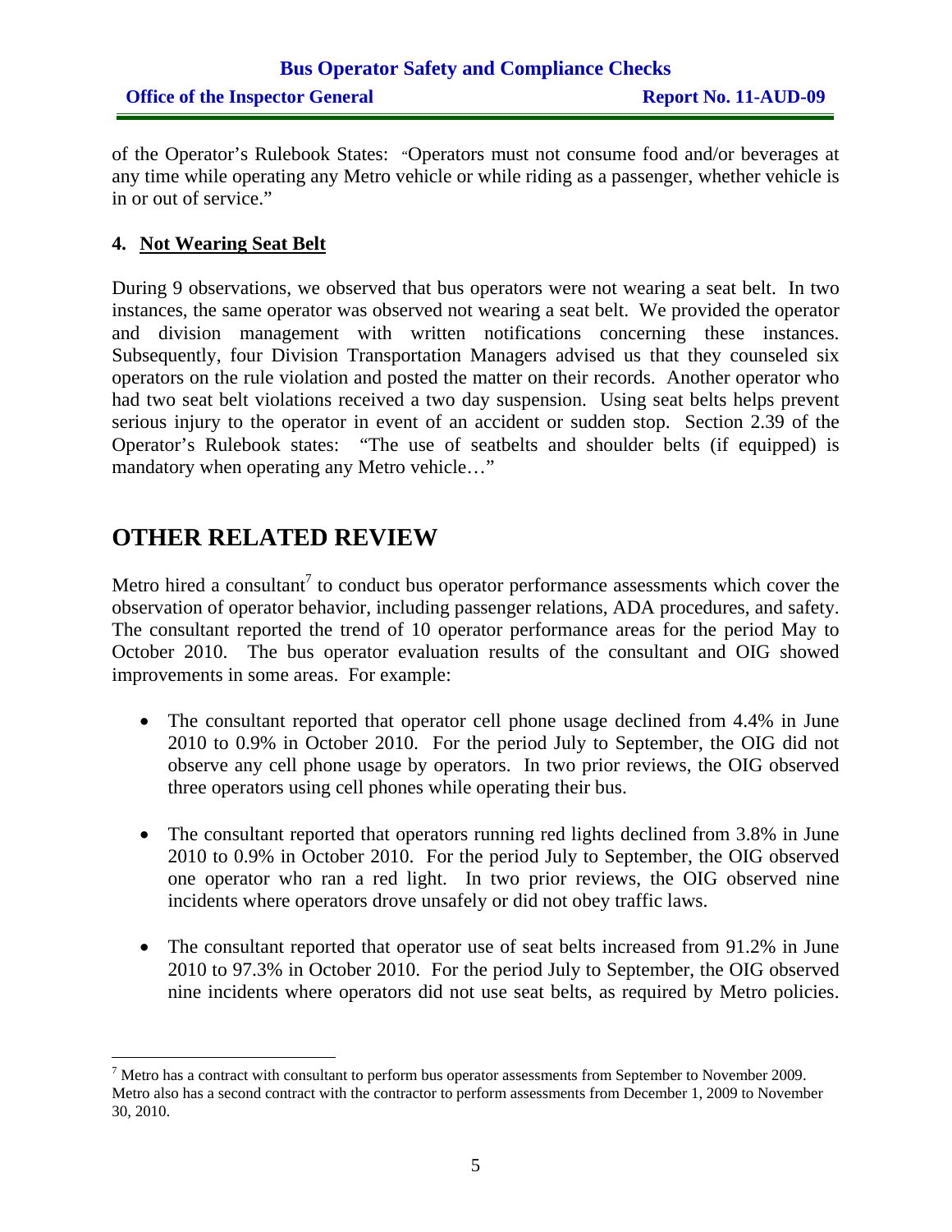of the Operator's Rulebook States: "Operators must not consume food and/or beverages at any time while operating any Metro vehicle or while riding as a passenger, whether vehicle is in or out of service."

**4. Not Wearing Seat Belt**

During 9 observations, we observed that bus operators were not wearing a seat belt. In two instances, the same operator was observed not wearing a seat belt. We provided the operator and division management with written notifications concerning these instances. Subsequently, four Division Transportation Managers advised us that they counseled six operators on the rule violation and posted the matter on their records. Another operator who had two seat belt violations received a two day suspension. Using seat belts helps prevent serious injury to the operator in event of an accident or sudden stop. Section 2.39 of the Operator's Rulebook states: "The use of seatbelts and shoulder belts (if equipped) is mandatory when operating any Metro vehicle…"

# OTHER RELATED REVIEW

Metro hired a consultant[7] to conduct bus operator performance assessments which cover the observation of operator behavior, including passenger relations, ADA procedures, and safety. The consultant reported the trend of 10 operator performance areas for the period May to October 2010. The bus operator evaluation results of the consultant and OIG showed improvements in some areas. For example:

- The consultant reported that operator cell phone usage declined from 4.4% in June 2010 to 0.9% in October 2010. For the period July to September, the OIG did not observe any cell phone usage by operators. In two prior reviews, the OIG observed three operators using cell phones while operating their bus.

- The consultant reported that operators running red lights declined from 3.8% in June 2010 to 0.9% in October 2010. For the period July to September, the OIG observed one operator who ran a red light. In two prior reviews, the OIG observed nine incidents where operators drove unsafely or did not obey traffic laws.

- The consultant reported that operator use of seat belts increased from 91.2% in June 2010 to 97.3% in October 2010. For the period July to September, the OIG observed nine incidents where operators did not use seat belts, as required by Metro policies.

---

[7] Metro has a contract with consultant to perform bus operator assessments from September to November 2009. Metro also has a second contract with the contractor to perform assessments from December 1, 2009 to November 30, 2010.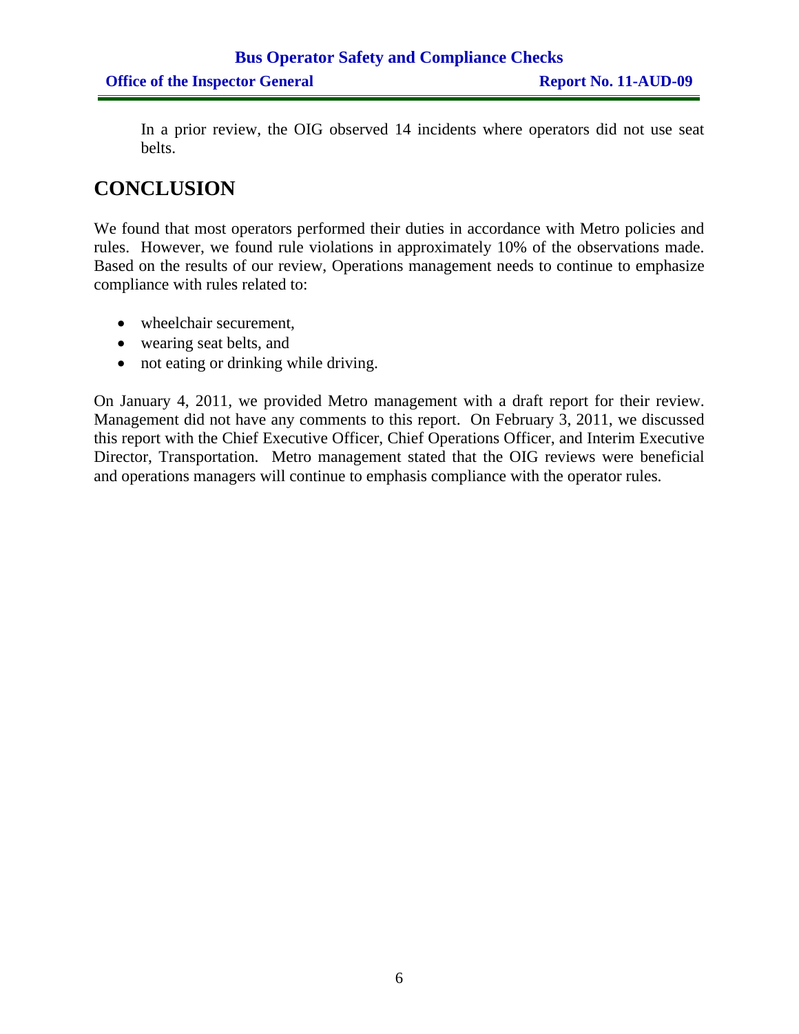In a prior review, the OIG observed 14 incidents where operators did not use seat belts.

## CONCLUSION

We found that most operators performed their duties in accordance with Metro policies and rules. However, we found rule violations in approximately 10% of the observations made. Based on the results of our review, Operations management needs to continue to emphasize compliance with rules related to:

- wheelchair securement,
- wearing seat belts, and
- not eating or drinking while driving.

On January 4, 2011, we provided Metro management with a draft report for their review. Management did not have any comments to this report. On February 3, 2011, we discussed this report with the Chief Executive Officer, Chief Operations Officer, and Interim Executive Director, Transportation. Metro management stated that the OIG reviews were beneficial and operations managers will continue to emphasis compliance with the operator rules.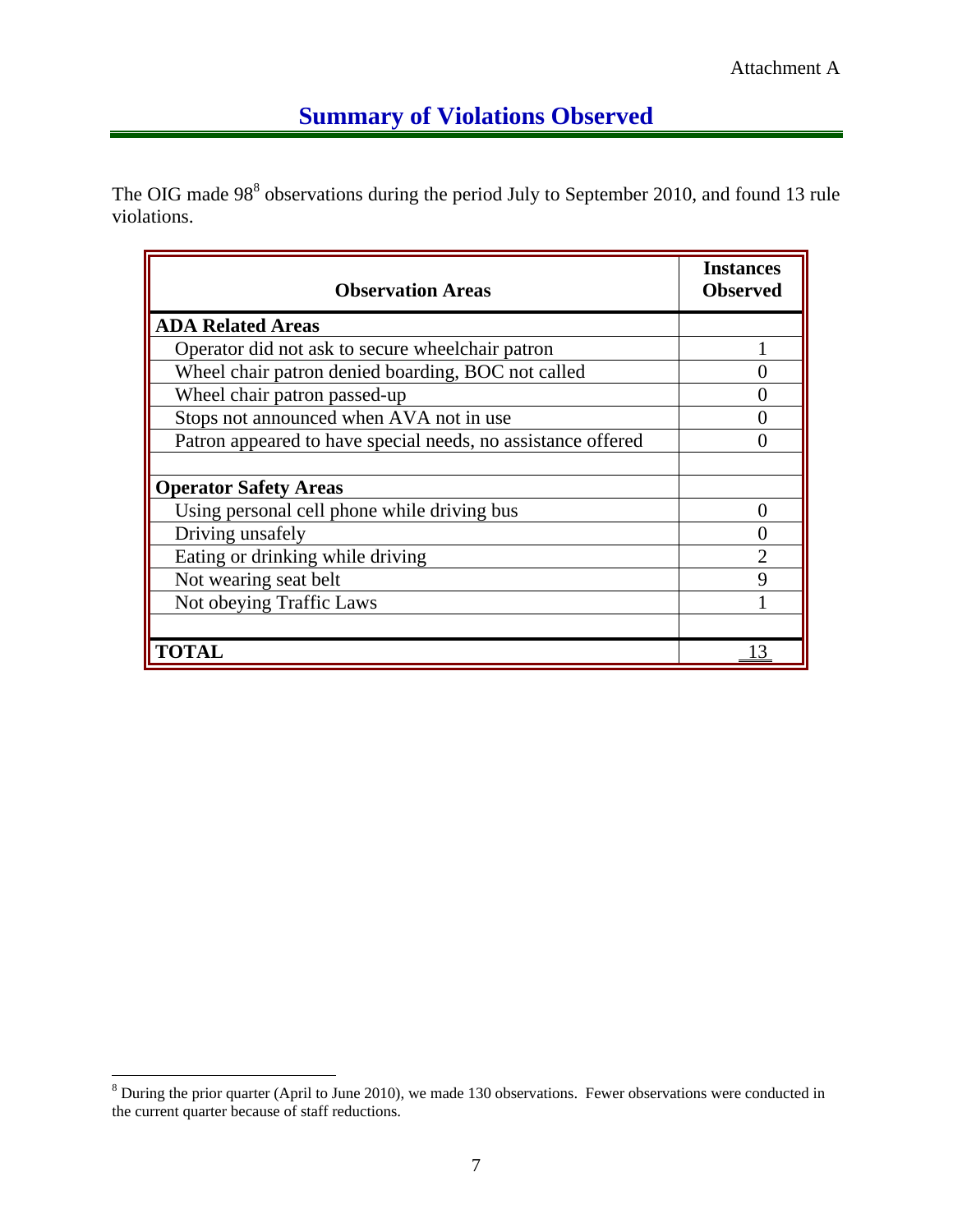Attachment A

## Summary of Violations Observed

The OIG made 98[8] observations during the period July to September 2010, and found 13 rule violations.

| Observation Areas | Instances Observed |
|---|---|
| **ADA Related Areas** | |
| Operator did not ask to secure wheelchair patron | 1 |
| Wheel chair patron denied boarding, BOC not called | 0 |
| Wheel chair patron passed-up | 0 |
| Stops not announced when AVA not in use | 0 |
| Patron appeared to have special needs, no assistance offered | 0 |
| | |
| **Operator Safety Areas** | |
| Using personal cell phone while driving bus | 0 |
| Driving unsafely | 0 |
| Eating or drinking while driving | 2 |
| Not wearing seat belt | 9 |
| Not obeying Traffic Laws | 1 |
| | |
| **TOTAL** | 13 |

[8] During the prior quarter (April to June 2010), we made 130 observations. Fewer observations were conducted in the current quarter because of staff reductions.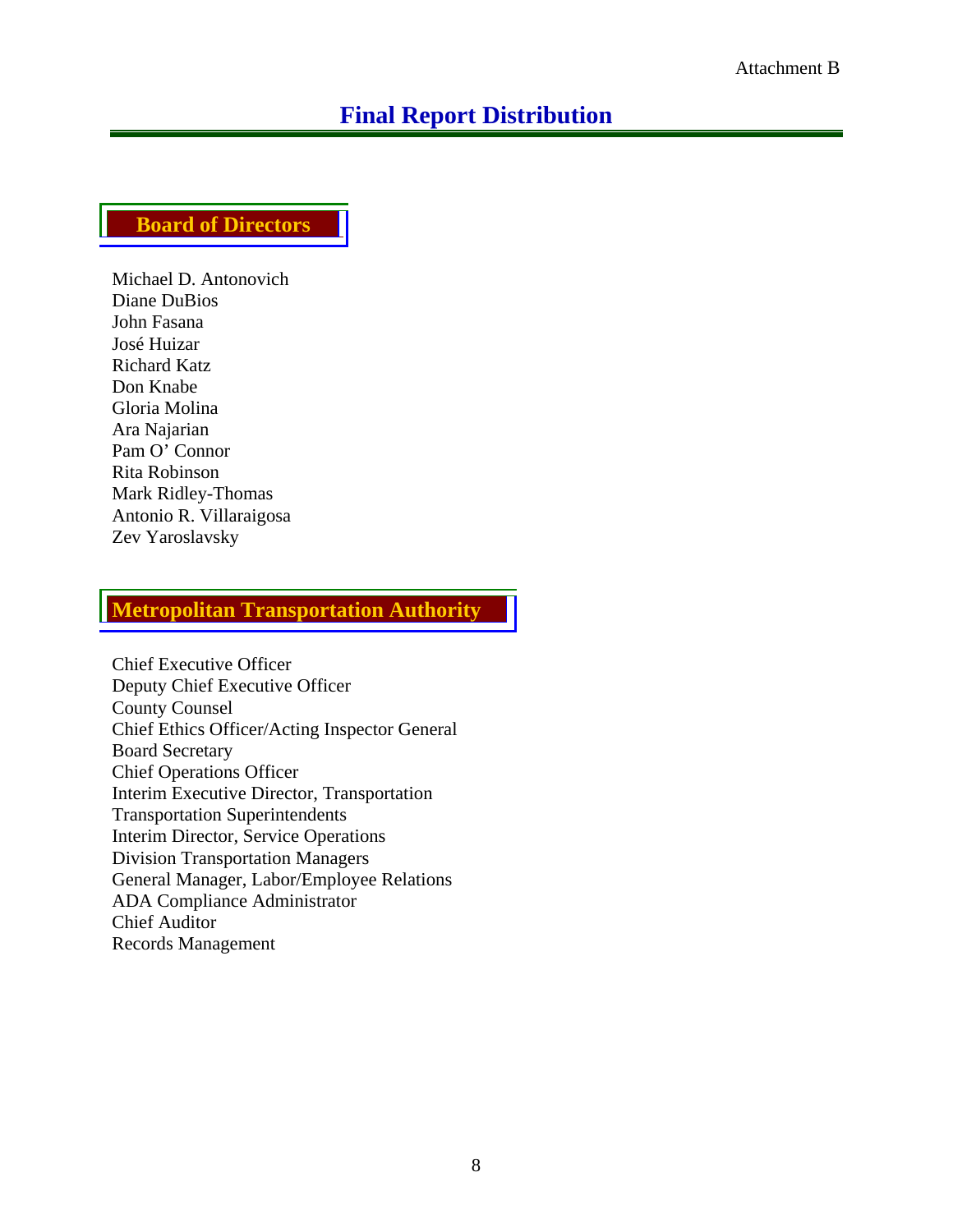Attachment B

# Final Report Distribution

## Board of Directors

Michael D. Antonovich
Diane DuBios
John Fasana
José Huizar
Richard Katz
Don Knabe
Gloria Molina
Ara Najarian
Pam O' Connor
Rita Robinson
Mark Ridley-Thomas
Antonio R. Villaraigosa
Zev Yaroslavsky

## Metropolitan Transportation Authority

Chief Executive Officer
Deputy Chief Executive Officer
County Counsel
Chief Ethics Officer/Acting Inspector General
Board Secretary
Chief Operations Officer
Interim Executive Director, Transportation
Transportation Superintendents
Interim Director, Service Operations
Division Transportation Managers
General Manager, Labor/Employee Relations
ADA Compliance Administrator
Chief Auditor
Records Management